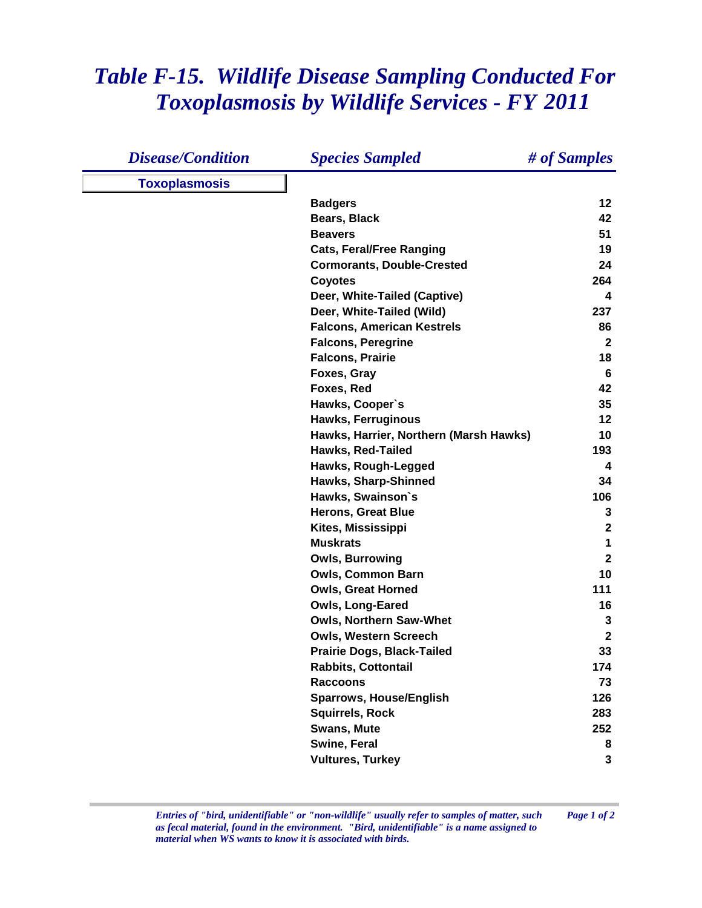# *Table F-15. Wildlife Disease Sampling Conducted For Toxoplasmosis by Wildlife Services - FY 2011*

| *Disease/Condition* | *Species Sampled* | *# of Samples* |
|---|---|---|
| **Toxoplasmosis** | | |
| | **Badgers** | **12** |
| | **Bears, Black** | **42** |
| | **Beavers** | **51** |
| | **Cats, Feral/Free Ranging** | **19** |
| | **Cormorants, Double-Crested** | **24** |
| | **Coyotes** | **264** |
| | **Deer, White-Tailed (Captive)** | **4** |
| | **Deer, White-Tailed (Wild)** | **237** |
| | **Falcons, American Kestrels** | **86** |
| | **Falcons, Peregrine** | **2** |
| | **Falcons, Prairie** | **18** |
| | **Foxes, Gray** | **6** |
| | **Foxes, Red** | **42** |
| | **Hawks, Cooper`s** | **35** |
| | **Hawks, Ferruginous** | **12** |
| | **Hawks, Harrier, Northern (Marsh Hawks)** | **10** |
| | **Hawks, Red-Tailed** | **193** |
| | **Hawks, Rough-Legged** | **4** |
| | **Hawks, Sharp-Shinned** | **34** |
| | **Hawks, Swainson`s** | **106** |
| | **Herons, Great Blue** | **3** |
| | **Kites, Mississippi** | **2** |
| | **Muskrats** | **1** |
| | **Owls, Burrowing** | **2** |
| | **Owls, Common Barn** | **10** |
| | **Owls, Great Horned** | **111** |
| | **Owls, Long-Eared** | **16** |
| | **Owls, Northern Saw-Whet** | **3** |
| | **Owls, Western Screech** | **2** |
| | **Prairie Dogs, Black-Tailed** | **33** |
| | **Rabbits, Cottontail** | **174** |
| | **Raccoons** | **73** |
| | **Sparrows, House/English** | **126** |
| | **Squirrels, Rock** | **283** |
| | **Swans, Mute** | **252** |
| | **Swine, Feral** | **8** |
| | **Vultures, Turkey** | **3** |

*Entries of "bird, unidentifiable" or "non-wildlife" usually refer to samples of matter, such as fecal material, found in the environment. "Bird, unidentifiable" is a name assigned to material when WS wants to know it is associated with birds.*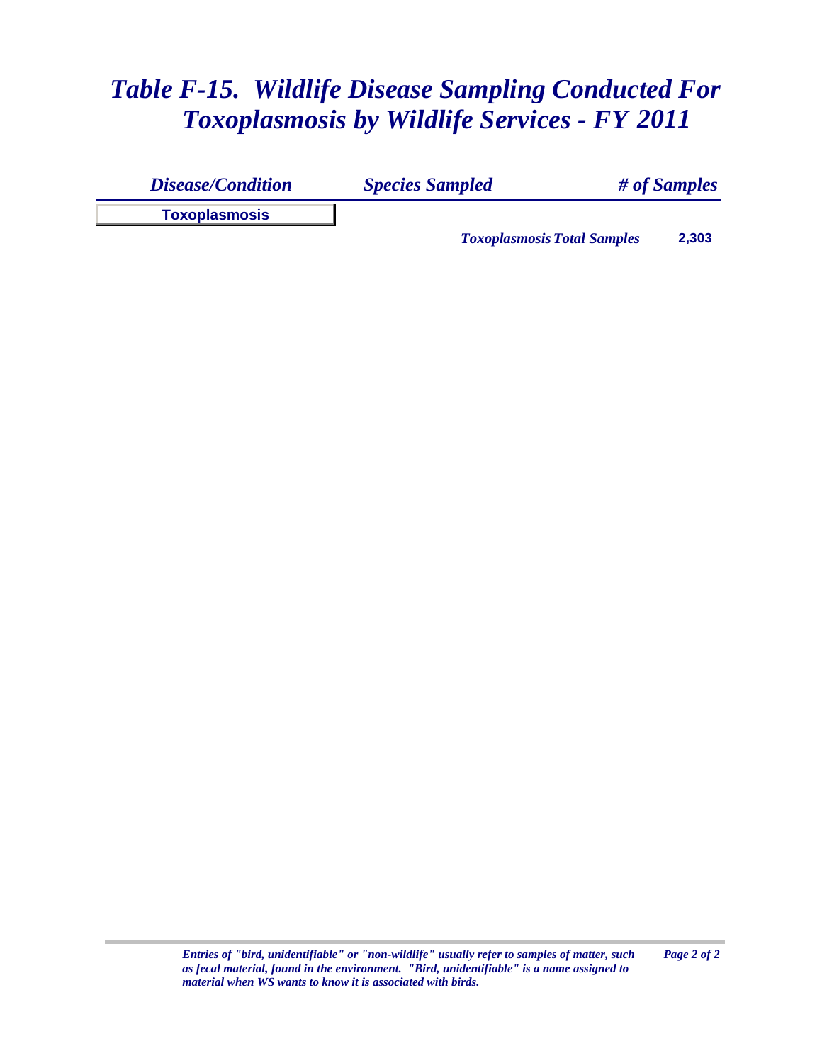# *Table F-15. Wildlife Disease Sampling Conducted For Toxoplasmosis by Wildlife Services - FY 2011*

| *Disease/Condition* | *Species Sampled* | *# of Samples* |
|---|---|---|
| **Toxoplasmosis** | | |
| | *Toxoplasmosis Total Samples* | **2,303** |

*Entries of "bird, unidentifiable" or "non-wildlife" usually refer to samples of matter, such as fecal material, found in the environment. "Bird, unidentifiable" is a name assigned to material when WS wants to know it is associated with birds.*